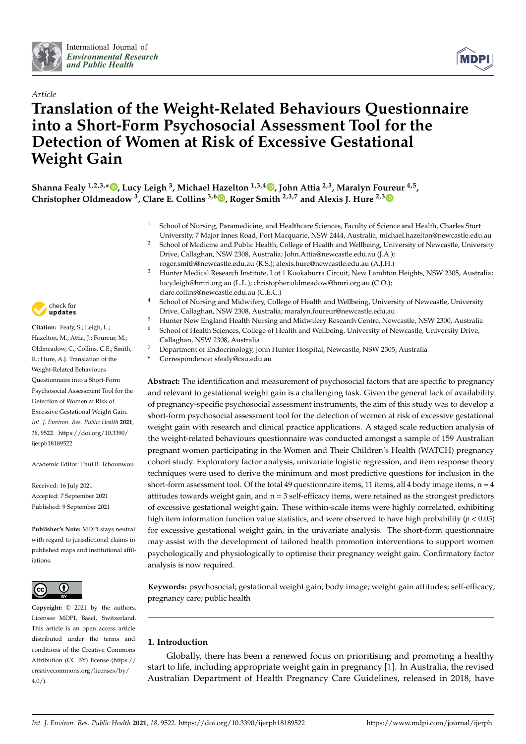*Article*

# Translation of the Weight-Related Behaviours Questionnaire into a Short-Form Psychosocial Assessment Tool for the Detection of Women at Risk of Excessive Gestational Weight Gain

**Shanna Fealy [1,2,3,*], Lucy Leigh [3], Michael Hazelton [1,3,4], John Attia [2,3], Maralyn Foureur [4,5], Christopher Oldmeadow [3], Clare E. Collins [3,6], Roger Smith [2,3,7] and Alexis J. Hure [2,3]**

1. School of Nursing, Paramedicine, and Healthcare Sciences, Faculty of Science and Health, Charles Sturt University, 7 Major Innes Road, Port Macquarie, NSW 2444, Australia; michael.hazelton@newcastle.edu.au
2. School of Medicine and Public Health, College of Health and Wellbeing, University of Newcastle, University Drive, Callaghan, NSW 2308, Australia; John.Attia@newcastle.edu.au (J.A.); roger.smith@newcastle.edu.au (R.S.); alexis.hure@newcastle.edu.au (A.J.H.)
3. Hunter Medical Research Institute, Lot 1 Kookaburra Circuit, New Lambton Heights, NSW 2305, Australia; lucy.leigh@hmri.org.au (L.L.); christopher.oldmeadow@hmri.org.au (C.O.); clare.collins@newcastle.edu.au (C.E.C.)
4. School of Nursing and Midwifery, College of Health and Wellbeing, University of Newcastle, University Drive, Callaghan, NSW 2308, Australia; maralyn.foureur@newcastle.edu.au
5. Hunter New England Health Nursing and Midwifery Research Centre, Newcastle, NSW 2300, Australia
6. School of Health Sciences, College of Health and Wellbeing, University of Newcastle, University Drive, Callaghan, NSW 2308, Australia
7. Department of Endocrinology, John Hunter Hospital, Newcastle, NSW 2305, Australia

\* Correspondence: sfealy@csu.edu.au

**Citation:** Fealy, S.; Leigh, L.; Hazelton, M.; Attia, J.; Foureur, M.; Oldmeadow, C.; Collins, C.E.; Smith, R.; Hure, A.J. Translation of the Weight-Related Behaviours Questionnaire into a Short-Form Psychosocial Assessment Tool for the Detection of Women at Risk of Excessive Gestational Weight Gain. *Int. J. Environ. Res. Public Health* **2021**, *18*, 9522. https://doi.org/10.3390/ijerph18189522

Academic Editor: Paul B. Tchounwou

Received: 16 July 2021
Accepted: 7 September 2021
Published: 9 September 2021

**Publisher's Note:** MDPI stays neutral with regard to jurisdictional claims in published maps and institutional affiliations.

**Copyright:** © 2021 by the authors. Licensee MDPI, Basel, Switzerland. This article is an open access article distributed under the terms and conditions of the Creative Commons Attribution (CC BY) license (https://creativecommons.org/licenses/by/4.0/).

**Abstract:** The identification and measurement of psychosocial factors that are specific to pregnancy and relevant to gestational weight gain is a challenging task. Given the general lack of availability of pregnancy-specific psychosocial assessment instruments, the aim of this study was to develop a short-form psychosocial assessment tool for the detection of women at risk of excessive gestational weight gain with research and clinical practice applications. A staged scale reduction analysis of the weight-related behaviours questionnaire was conducted amongst a sample of 159 Australian pregnant women participating in the Women and Their Children's Health (WATCH) pregnancy cohort study. Exploratory factor analysis, univariate logistic regression, and item response theory techniques were used to derive the minimum and most predictive questions for inclusion in the short-form assessment tool. Of the total 49 questionnaire items, 11 items, all 4 body image items, n = 4 attitudes towards weight gain, and n = 3 self-efficacy items, were retained as the strongest predictors of excessive gestational weight gain. These within-scale items were highly correlated, exhibiting high item information function value statistics, and were observed to have high probability ($p < 0.05$) for excessive gestational weight gain, in the univariate analysis. The short-form questionnaire may assist with the development of tailored health promotion interventions to support women psychologically and physiologically to optimise their pregnancy weight gain. Confirmatory factor analysis is now required.

**Keywords:** psychosocial; gestational weight gain; body image; weight gain attitudes; self-efficacy; pregnancy care; public health

## 1. Introduction

Globally, there has been a renewed focus on prioritising and promoting a healthy start to life, including appropriate weight gain in pregnancy [1]. In Australia, the revised Australian Department of Health Pregnancy Care Guidelines, released in 2018, have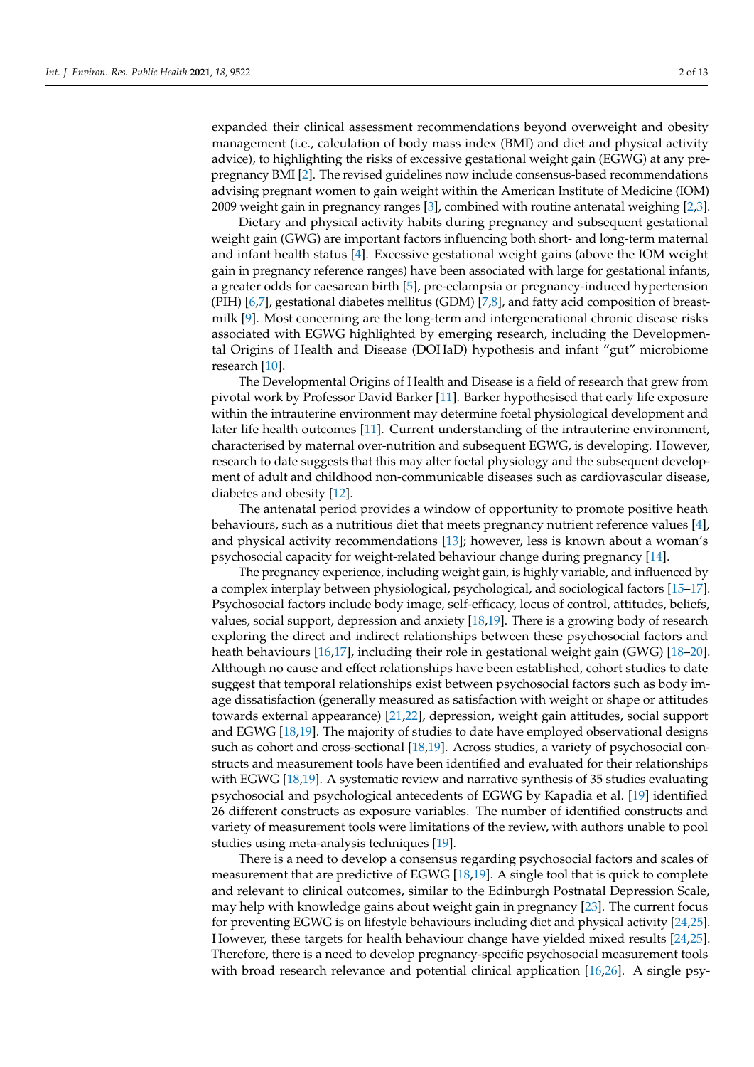expanded their clinical assessment recommendations beyond overweight and obesity management (i.e., calculation of body mass index (BMI) and diet and physical activity advice), to highlighting the risks of excessive gestational weight gain (EGWG) at any pre-pregnancy BMI [2]. The revised guidelines now include consensus-based recommendations advising pregnant women to gain weight within the American Institute of Medicine (IOM) 2009 weight gain in pregnancy ranges [3], combined with routine antenatal weighing [2,3].

Dietary and physical activity habits during pregnancy and subsequent gestational weight gain (GWG) are important factors influencing both short- and long-term maternal and infant health status [4]. Excessive gestational weight gains (above the IOM weight gain in pregnancy reference ranges) have been associated with large for gestational infants, a greater odds for caesarean birth [5], pre-eclampsia or pregnancy-induced hypertension (PIH) [6,7], gestational diabetes mellitus (GDM) [7,8], and fatty acid composition of breast-milk [9]. Most concerning are the long-term and intergenerational chronic disease risks associated with EGWG highlighted by emerging research, including the Developmental Origins of Health and Disease (DOHaD) hypothesis and infant "gut" microbiome research [10].

The Developmental Origins of Health and Disease is a field of research that grew from pivotal work by Professor David Barker [11]. Barker hypothesised that early life exposure within the intrauterine environment may determine foetal physiological development and later life health outcomes [11]. Current understanding of the intrauterine environment, characterised by maternal over-nutrition and subsequent EGWG, is developing. However, research to date suggests that this may alter foetal physiology and the subsequent development of adult and childhood non-communicable diseases such as cardiovascular disease, diabetes and obesity [12].

The antenatal period provides a window of opportunity to promote positive heath behaviours, such as a nutritious diet that meets pregnancy nutrient reference values [4], and physical activity recommendations [13]; however, less is known about a woman's psychosocial capacity for weight-related behaviour change during pregnancy [14].

The pregnancy experience, including weight gain, is highly variable, and influenced by a complex interplay between physiological, psychological, and sociological factors [15–17]. Psychosocial factors include body image, self-efficacy, locus of control, attitudes, beliefs, values, social support, depression and anxiety [18,19]. There is a growing body of research exploring the direct and indirect relationships between these psychosocial factors and heath behaviours [16,17], including their role in gestational weight gain (GWG) [18–20]. Although no cause and effect relationships have been established, cohort studies to date suggest that temporal relationships exist between psychosocial factors such as body image dissatisfaction (generally measured as satisfaction with weight or shape or attitudes towards external appearance) [21,22], depression, weight gain attitudes, social support and EGWG [18,19]. The majority of studies to date have employed observational designs such as cohort and cross-sectional [18,19]. Across studies, a variety of psychosocial constructs and measurement tools have been identified and evaluated for their relationships with EGWG [18,19]. A systematic review and narrative synthesis of 35 studies evaluating psychosocial and psychological antecedents of EGWG by Kapadia et al. [19] identified 26 different constructs as exposure variables. The number of identified constructs and variety of measurement tools were limitations of the review, with authors unable to pool studies using meta-analysis techniques [19].

There is a need to develop a consensus regarding psychosocial factors and scales of measurement that are predictive of EGWG [18,19]. A single tool that is quick to complete and relevant to clinical outcomes, similar to the Edinburgh Postnatal Depression Scale, may help with knowledge gains about weight gain in pregnancy [23]. The current focus for preventing EGWG is on lifestyle behaviours including diet and physical activity [24,25]. However, these targets for health behaviour change have yielded mixed results [24,25]. Therefore, there is a need to develop pregnancy-specific psychosocial measurement tools with broad research relevance and potential clinical application [16,26]. A single psy-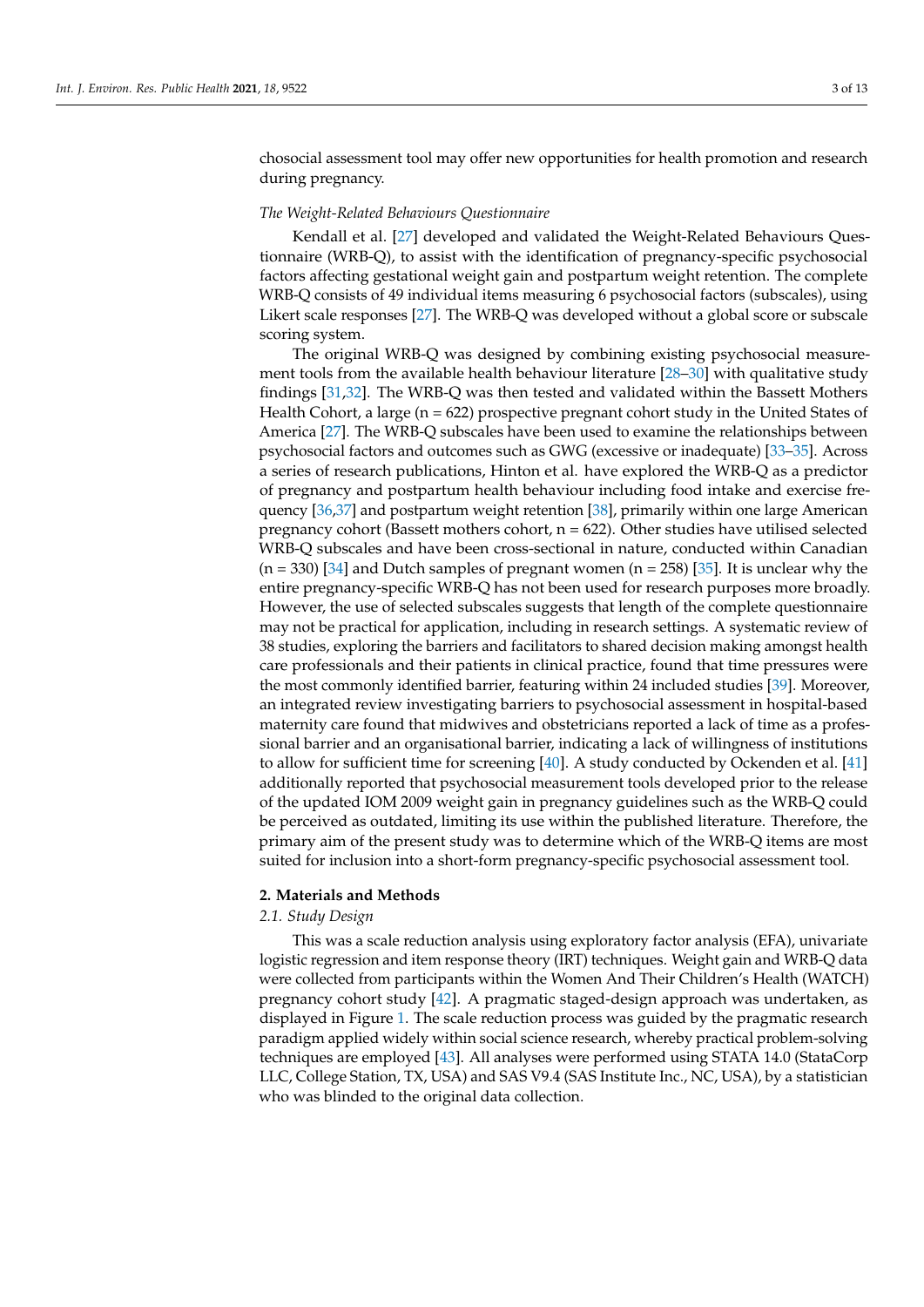chosocial assessment tool may offer new opportunities for health promotion and research during pregnancy.

*The Weight-Related Behaviours Questionnaire*

Kendall et al. [27] developed and validated the Weight-Related Behaviours Questionnaire (WRB-Q), to assist with the identification of pregnancy-specific psychosocial factors affecting gestational weight gain and postpartum weight retention. The complete WRB-Q consists of 49 individual items measuring 6 psychosocial factors (subscales), using Likert scale responses [27]. The WRB-Q was developed without a global score or subscale scoring system.

The original WRB-Q was designed by combining existing psychosocial measurement tools from the available health behaviour literature [28–30] with qualitative study findings [31,32]. The WRB-Q was then tested and validated within the Bassett Mothers Health Cohort, a large (n = 622) prospective pregnant cohort study in the United States of America [27]. The WRB-Q subscales have been used to examine the relationships between psychosocial factors and outcomes such as GWG (excessive or inadequate) [33–35]. Across a series of research publications, Hinton et al. have explored the WRB-Q as a predictor of pregnancy and postpartum health behaviour including food intake and exercise frequency [36,37] and postpartum weight retention [38], primarily within one large American pregnancy cohort (Bassett mothers cohort, n = 622). Other studies have utilised selected WRB-Q subscales and have been cross-sectional in nature, conducted within Canadian (n = 330) [34] and Dutch samples of pregnant women (n = 258) [35]. It is unclear why the entire pregnancy-specific WRB-Q has not been used for research purposes more broadly. However, the use of selected subscales suggests that length of the complete questionnaire may not be practical for application, including in research settings. A systematic review of 38 studies, exploring the barriers and facilitators to shared decision making amongst health care professionals and their patients in clinical practice, found that time pressures were the most commonly identified barrier, featuring within 24 included studies [39]. Moreover, an integrated review investigating barriers to psychosocial assessment in hospital-based maternity care found that midwives and obstetricians reported a lack of time as a professional barrier and an organisational barrier, indicating a lack of willingness of institutions to allow for sufficient time for screening [40]. A study conducted by Ockenden et al. [41] additionally reported that psychosocial measurement tools developed prior to the release of the updated IOM 2009 weight gain in pregnancy guidelines such as the WRB-Q could be perceived as outdated, limiting its use within the published literature. Therefore, the primary aim of the present study was to determine which of the WRB-Q items are most suited for inclusion into a short-form pregnancy-specific psychosocial assessment tool.

## 2. Materials and Methods

### 2.1. Study Design

This was a scale reduction analysis using exploratory factor analysis (EFA), univariate logistic regression and item response theory (IRT) techniques. Weight gain and WRB-Q data were collected from participants within the Women And Their Children's Health (WATCH) pregnancy cohort study [42]. A pragmatic staged-design approach was undertaken, as displayed in Figure 1. The scale reduction process was guided by the pragmatic research paradigm applied widely within social science research, whereby practical problem-solving techniques are employed [43]. All analyses were performed using STATA 14.0 (StataCorp LLC, College Station, TX, USA) and SAS V9.4 (SAS Institute Inc., NC, USA), by a statistician who was blinded to the original data collection.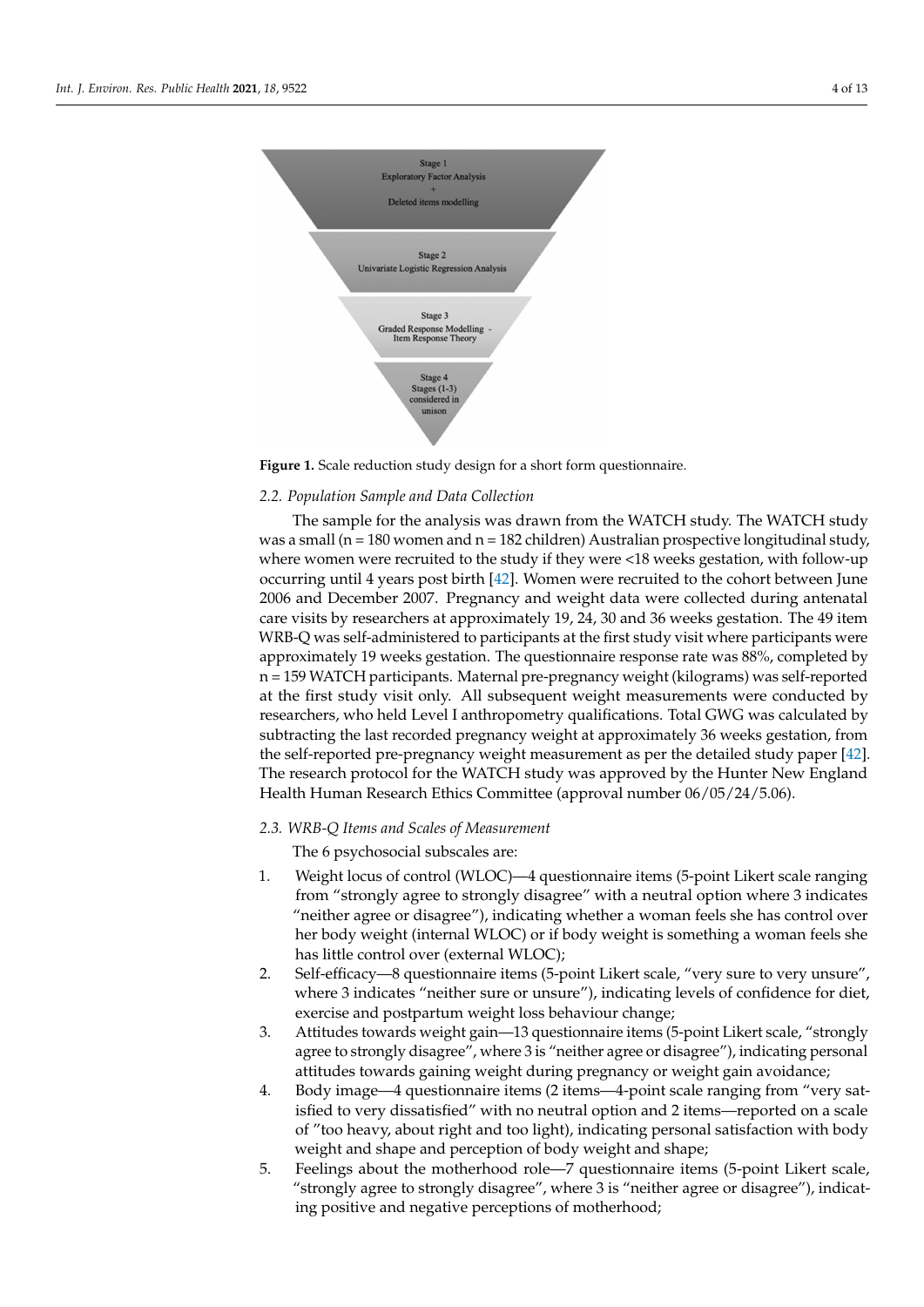Stage 1
Exploratory Factor Analysis
+
Deleted items modelling

Stage 2
Univariate Logistic Regression Analysis

Stage 3
Graded Response Modelling - Item Response Theory

Stage 4
Stages (1-3) considered in unison

**Figure 1.** Scale reduction study design for a short form questionnaire.

### *2.2. Population Sample and Data Collection*

The sample for the analysis was drawn from the WATCH study. The WATCH study was a small (n = 180 women and n = 182 children) Australian prospective longitudinal study, where women were recruited to the study if they were <18 weeks gestation, with follow-up occurring until 4 years post birth [42]. Women were recruited to the cohort between June 2006 and December 2007. Pregnancy and weight data were collected during antenatal care visits by researchers at approximately 19, 24, 30 and 36 weeks gestation. The 49 item WRB-Q was self-administered to participants at the first study visit where participants were approximately 19 weeks gestation. The questionnaire response rate was 88%, completed by n = 159 WATCH participants. Maternal pre-pregnancy weight (kilograms) was self-reported at the first study visit only. All subsequent weight measurements were conducted by researchers, who held Level I anthropometry qualifications. Total GWG was calculated by subtracting the last recorded pregnancy weight at approximately 36 weeks gestation, from the self-reported pre-pregnancy weight measurement as per the detailed study paper [42]. The research protocol for the WATCH study was approved by the Hunter New England Health Human Research Ethics Committee (approval number 06/05/24/5.06).

### *2.3. WRB-Q Items and Scales of Measurement*

The 6 psychosocial subscales are:

1. Weight locus of control (WLOC)—4 questionnaire items (5-point Likert scale ranging from "strongly agree to strongly disagree" with a neutral option where 3 indicates "neither agree or disagree"), indicating whether a woman feels she has control over her body weight (internal WLOC) or if body weight is something a woman feels she has little control over (external WLOC);
2. Self-efficacy—8 questionnaire items (5-point Likert scale, "very sure to very unsure", where 3 indicates "neither sure or unsure"), indicating levels of confidence for diet, exercise and postpartum weight loss behaviour change;
3. Attitudes towards weight gain—13 questionnaire items (5-point Likert scale, "strongly agree to strongly disagree", where 3 is "neither agree or disagree"), indicating personal attitudes towards gaining weight during pregnancy or weight gain avoidance;
4. Body image—4 questionnaire items (2 items—4-point scale ranging from "very satisfied to very dissatisfied" with no neutral option and 2 items—reported on a scale of "too heavy, about right and too light), indicating personal satisfaction with body weight and shape and perception of body weight and shape;
5. Feelings about the motherhood role—7 questionnaire items (5-point Likert scale, "strongly agree to strongly disagree", where 3 is "neither agree or disagree"), indicating positive and negative perceptions of motherhood;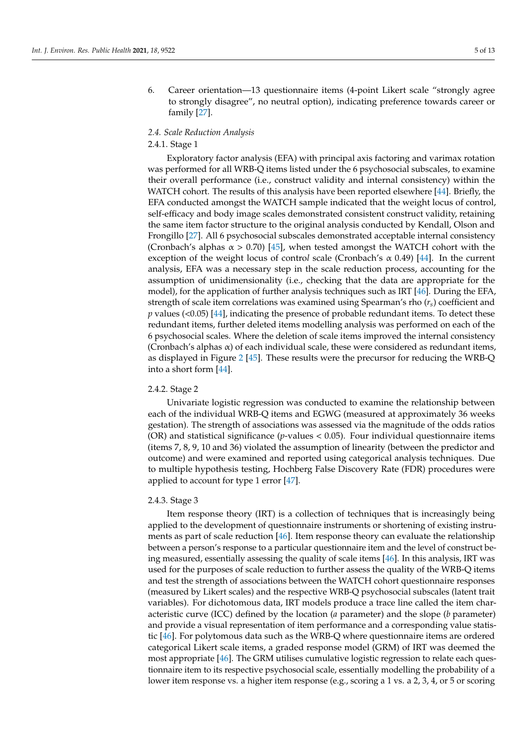6. Career orientation—13 questionnaire items (4-point Likert scale "strongly agree to strongly disagree", no neutral option), indicating preference towards career or family [27].

### 2.4. Scale Reduction Analysis

#### 2.4.1. Stage 1

Exploratory factor analysis (EFA) with principal axis factoring and varimax rotation was performed for all WRB-Q items listed under the 6 psychosocial subscales, to examine their overall performance (i.e., construct validity and internal consistency) within the WATCH cohort. The results of this analysis have been reported elsewhere [44]. Briefly, the EFA conducted amongst the WATCH sample indicated that the weight locus of control, self-efficacy and body image scales demonstrated consistent construct validity, retaining the same item factor structure to the original analysis conducted by Kendall, Olson and Frongillo [27]. All 6 psychosocial subscales demonstrated acceptable internal consistency (Cronbach's alphas $\alpha > 0.70$) [45], when tested amongst the WATCH cohort with the exception of the weight locus of contro*l* scale (Cronbach's $\alpha$ 0.49) [44]. In the current analysis, EFA was a necessary step in the scale reduction process, accounting for the assumption of unidimensionality (i.e., checking that the data are appropriate for the model), for the application of further analysis techniques such as IRT [46]. During the EFA, strength of scale item correlations was examined using Spearman's rho ($r_s$) coefficient and $p$ values (<0.05) [44], indicating the presence of probable redundant items. To detect these redundant items, further deleted items modelling analysis was performed on each of the 6 psychosocial scales. Where the deletion of scale items improved the internal consistency (Cronbach's alphas $\alpha$) of each individual scale, these were considered as redundant items, as displayed in Figure 2 [45]. These results were the precursor for reducing the WRB-Q into a short form [44].

#### 2.4.2. Stage 2

Univariate logistic regression was conducted to examine the relationship between each of the individual WRB-Q items and EGWG (measured at approximately 36 weeks gestation). The strength of associations was assessed via the magnitude of the odds ratios (OR) and statistical significance ($p$-values < 0.05). Four individual questionnaire items (items 7, 8, 9, 10 and 36) violated the assumption of linearity (between the predictor and outcome) and were examined and reported using categorical analysis techniques. Due to multiple hypothesis testing, Hochberg False Discovery Rate (FDR) procedures were applied to account for type 1 error [47].

#### 2.4.3. Stage 3

Item response theory (IRT) is a collection of techniques that is increasingly being applied to the development of questionnaire instruments or shortening of existing instruments as part of scale reduction [46]. Item response theory can evaluate the relationship between a person's response to a particular questionnaire item and the level of construct being measured, essentially assessing the quality of scale items [46]. In this analysis, IRT was used for the purposes of scale reduction to further assess the quality of the WRB-Q items and test the strength of associations between the WATCH cohort questionnaire responses (measured by Likert scales) and the respective WRB-Q psychosocial subscales (latent trait variables). For dichotomous data, IRT models produce a trace line called the item characteristic curve (ICC) defined by the location (*a* parameter) and the slope (*b* parameter) and provide a visual representation of item performance and a corresponding value statistic [46]. For polytomous data such as the WRB-Q where questionnaire items are ordered categorical Likert scale items, a graded response model (GRM) of IRT was deemed the most appropriate [46]. The GRM utilises cumulative logistic regression to relate each questionnaire item to its respective psychosocial scale, essentially modelling the probability of a lower item response vs. a higher item response (e.g., scoring a 1 vs. a 2, 3, 4, or 5 or scoring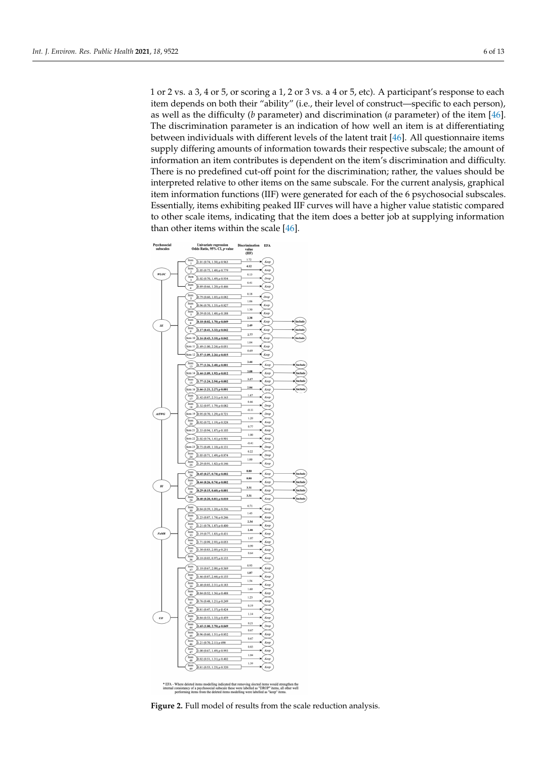1 or 2 vs. a 3, 4 or 5, or scoring a 1, 2 or 3 vs. a 4 or 5, etc). A participant's response to each item depends on both their "ability" (i.e., their level of construct—specific to each person), as well as the difficulty (*b* parameter) and discrimination (*a* parameter) of the item [46]. The discrimination parameter is an indication of how well an item is at differentiating between individuals with different levels of the latent trait [46]. All questionnaire items supply differing amounts of information towards their respective subscale; the amount of information an item contributes is dependent on the item's discrimination and difficulty. There is no predefined cut-off point for the discrimination; rather, the values should be interpreted relative to other items on the same subscale. For the current analysis, graphical item information functions (IIF) were generated for each of the 6 psychosocial subscales. Essentially, items exhibiting peaked IIF curves will have a higher value statistic compared to other scale items, indicating that the item does a better job at supplying information than other items within the scale [46].

| Psychosocial subscales | Item | Univariate regression Odds Ratio, 95% CI, p value | Discrimination value (IIF) | EFA | |
|---|---|---|---|---|---|
| WLOC | Item 1 | 1.01 (0.74, 1.38) p 0.963 | 1.72 | Keep | |
| | Item 2 | 1.05 (0.75, 1.48) p 0.779 | **4.12** | Keep | |
| | Item 3 | 1.02 (0.70, 1.49) p 0.934 | 0.13 | Drop | |
| | Item 4 | 0.89 (0.66, 1.20) p 0.446 | 0.41 | Keep | |
| SE | Item 5 | 0.79 (0.60, 1.03) p 0.082 | 0.18 | Drop | |
| | Item 6 | 0.96 (0.70, 1.33) p 0.827 | 1.06 | Keep | |
| | Item 7 | 0.39 (0.10, 1.48) p 0.188 | 1.30 | Keep | |
| | Item 8 | **0.18 (0.02, 1.70) p 0.049** | **2.38** | Keep | Include |
| | Item 9 | **1.17 (0.41, 3.32) p 0.042** | **2.49** | Keep | Include |
| | Item 10 | **1.16 (0.43, 3.10) p 0.042** | **2.77** | Keep | Include |
| | Item 11 | 1.49 (1.00, 2.24) p 0.051 | 1.04 | Keep | |
| | Item 12 | **1.57 (1.09, 2.26) p 0.015** | 0.69 | Keep | |
| AtTWG | Item 13 | **1.77 (1.26, 2.48) p 0.001** | **3.44** | Keep | Include |
| | Item 14 | **1.44 (1.09, 1.92) p 0.012** | **3.08** | Keep | Include |
| | Item 15 | **1.77 (1.24, 2.54) p 0.002** | **3.17** | Keep | Include |
| | Item 16 | **1.66 (1.21, 2.27) p 0.001** | **2.84** | Keep | Include |
| | Item 17 | 1.42 (0.87, 2.31) p 0.163 | 1.67 | Keep | |
| | Item 18 | 1.32 (0.97, 1.79) p 0.082 | 0.46 | Drop | |
| | Item 19 | 0.95 (0.70, 1.29) p 0.721 | -0.11 | Drop | |
| | Item 20 | 0.92 (0.72, 1.19) p 0.528 | 1.20 | Keep | |
| | Item 21 | 1.33 (0.94, 1.87) p 0.105 | 0.77 | Keep | |
| | Item 22 | 1.02 (0.74, 1.41) p 0.901 | 1.00 | Keep | |
| | Item 23 | 0.73 (0.49, 1.10) p 0.131 | -0.41 | Drop | |
| | Item 24 | 1.03 (0.71, 1.49) p 0.874 | 0.22 | Drop | |
| | Item 25 | 1.29 (0.91, 1.82) p 0.146 | 1.00 | Keep | |
| BI | Item 26 | **0.45 (0.27, 0.74) p 0.002** | **8.80** | Keep | Include |
| | Item 27 | **0.44 (0.26, 0.74) p 0.002** | **8.80** | Keep | Include |
| | Item 28 | **0.29 (0.15, 0.60) p 0.001** | **3.31** | Keep | Include |
| | Item 29 | **0.40 (0.20, 0.81) p 0.010** | **3.31** | Keep | Include |
| FaMR | Item 30 | 0.84 (0.59, 1.20) p 0.336 | 0.71 | Keep | |
| | Item 31 | 1.23 (0.87, 1.74) p 0.246 | 1.43 | Keep | |
| | Item 32 | 1.21 (0.78, 1.87) p 0.400 | **2.34** | Keep | |
| | Item 33 | 1.19 (0.77, 1.83) p 0.431 | **2.46** | Keep | |
| | Item 34 | 1.71 (0.99, 2.93) p 0.053 | 1.07 | Keep | |
| | Item 35 | 1.30 (0.83, 2.05) p 0.251 | 0.99 | Keep | |
| | Item 36 | 0.18 (0.03, 0.97) p 0.133 | 0.64 | Keep | |
| CO | Item 37 | 1.18 (0.67, 2.08) p 0.569 | 0.93 | Keep | |
| | Item 38 | 1.46 (0.87, 2.44) p 0.155 | **1.87** | Keep | |
| | Item 39 | 1.40 (0.85, 2.31) p 0.183 | 1.56 | Keep | |
| | Item 40 | 0.84 (0.52, 1.36) p 0.488 | 1.60 | Keep | |
| | Item 41 | 0.76 (0.48, 1.21) p 0.249 | 1.23 | Keep | |
| | Item 42 | 0.81 (0.47, 1.37) p 0.424 | 0.19 | Drop | |
| | Item 43 | 0.84 (0.53, 1.33) p 0.459 | 1.14 | Keep | |
| | Item 44 | **1.65 (1.00, 2.70) p 0.049** | 0.21 | Drop | |
| | Item 45 | 0.96 (0.60, 1.51) p 0.852 | 0.67 | Keep | |
| | Item 46 | 1.21 (0.70, 2.11) p 0.490 | 0.67 | Keep | |
| | Item 47 | 1.00 (0.67, 1.49) p 0.993 | 0.83 | Keep | |
| | Item 48 | 0.82 (0.51, 1.31) p 0.402 | 1.04 | Keep | |
| | Item 49 | 0.81 (0.53, 1.23) p 0.320 | 1.39 | Keep | |

* EFA - Where deleted items modelling indicated that removing slected items would strengthen the internal consistancy of a psychosocial subscale these were labelled as "DROP" items, all other well performing items from the deleted items modelling were labelled as "keep" items.

**Figure 2.** Full model of results from the scale reduction analysis.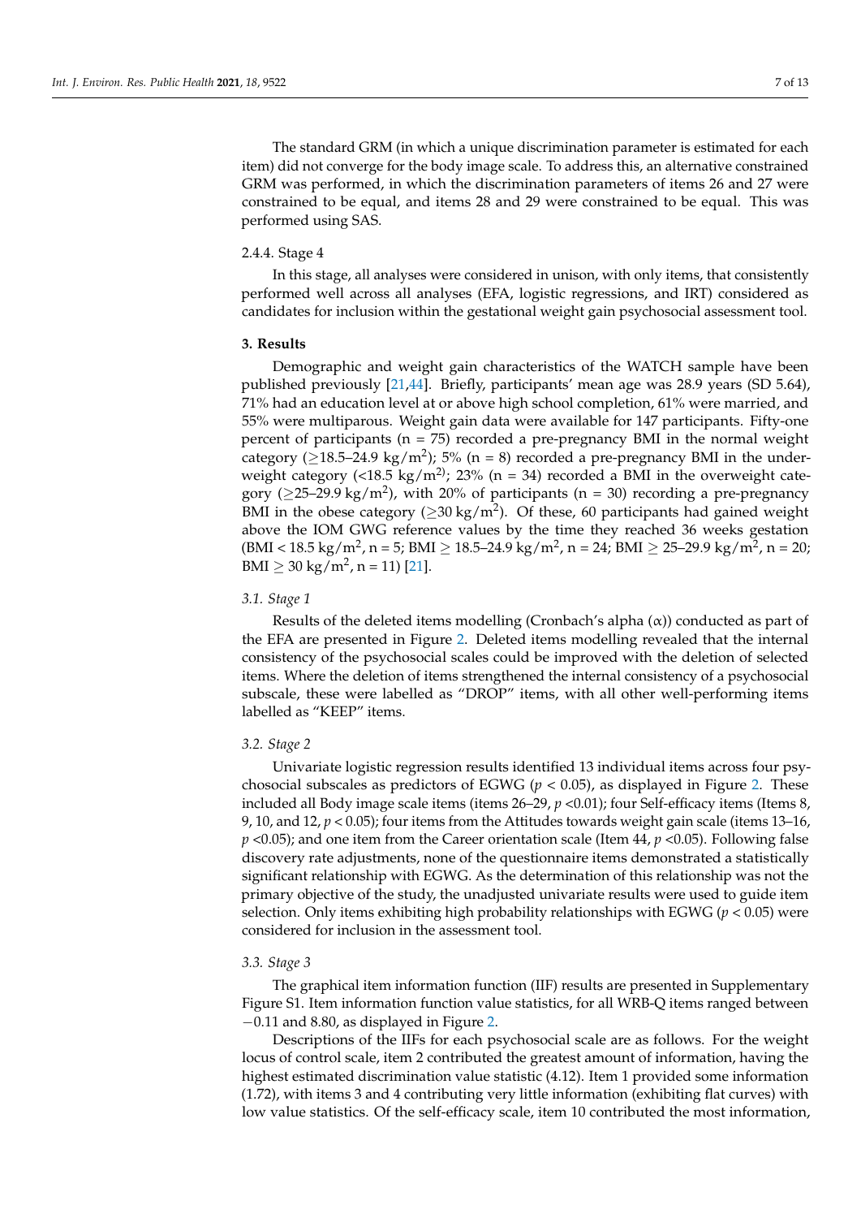The standard GRM (in which a unique discrimination parameter is estimated for each item) did not converge for the body image scale. To address this, an alternative constrained GRM was performed, in which the discrimination parameters of items 26 and 27 were constrained to be equal, and items 28 and 29 were constrained to be equal. This was performed using SAS.

#### 2.4.4. Stage 4

In this stage, all analyses were considered in unison, with only items, that consistently performed well across all analyses (EFA, logistic regressions, and IRT) considered as candidates for inclusion within the gestational weight gain psychosocial assessment tool.

## 3. Results

Demographic and weight gain characteristics of the WATCH sample have been published previously [21,44]. Briefly, participants' mean age was 28.9 years (SD 5.64), 71% had an education level at or above high school completion, 61% were married, and 55% were multiparous. Weight gain data were available for 147 participants. Fifty-one percent of participants (n = 75) recorded a pre-pregnancy BMI in the normal weight category ($\geq$18.5–24.9 kg/m$^2$); 5% (n = 8) recorded a pre-pregnancy BMI in the underweight category (<18.5 kg/m$^{2)}$; 23% (n = 34) recorded a BMI in the overweight category ($\geq$25–29.9 kg/m$^2$), with 20% of participants (n = 30) recording a pre-pregnancy BMI in the obese category ($\geq$30 kg/m$^2$). Of these, 60 participants had gained weight above the IOM GWG reference values by the time they reached 36 weeks gestation (BMI < 18.5 kg/m$^2$, n = 5; BMI $\geq$ 18.5–24.9 kg/m$^2$, n = 24; BMI $\geq$ 25–29.9 kg/m$^2$, n = 20; BMI $\geq$ 30 kg/m$^2$, n = 11) [21].

### *3.1. Stage 1*

Results of the deleted items modelling (Cronbach's alpha ($\alpha$)) conducted as part of the EFA are presented in Figure 2. Deleted items modelling revealed that the internal consistency of the psychosocial scales could be improved with the deletion of selected items. Where the deletion of items strengthened the internal consistency of a psychosocial subscale, these were labelled as "DROP" items, with all other well-performing items labelled as "KEEP" items.

### *3.2. Stage 2*

Univariate logistic regression results identified 13 individual items across four psychosocial subscales as predictors of EGWG ($p < 0.05$), as displayed in Figure 2. These included all Body image scale items (items 26–29, $p < 0.01$); four Self-efficacy items (Items 8, 9, 10, and 12, $p < 0.05$); four items from the Attitudes towards weight gain scale (items 13–16, $p < 0.05$); and one item from the Career orientation scale (Item 44, $p < 0.05$). Following false discovery rate adjustments, none of the questionnaire items demonstrated a statistically significant relationship with EGWG. As the determination of this relationship was not the primary objective of the study, the unadjusted univariate results were used to guide item selection. Only items exhibiting high probability relationships with EGWG ($p < 0.05$) were considered for inclusion in the assessment tool.

### *3.3. Stage 3*

The graphical item information function (IIF) results are presented in Supplementary Figure S1. Item information function value statistics, for all WRB-Q items ranged between −0.11 and 8.80, as displayed in Figure 2.

Descriptions of the IIFs for each psychosocial scale are as follows. For the weight locus of control scale, item 2 contributed the greatest amount of information, having the highest estimated discrimination value statistic (4.12). Item 1 provided some information (1.72), with items 3 and 4 contributing very little information (exhibiting flat curves) with low value statistics. Of the self-efficacy scale, item 10 contributed the most information,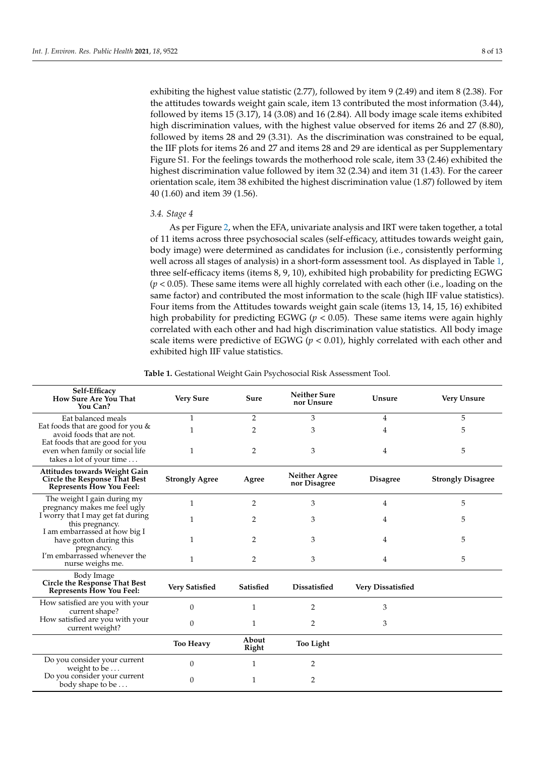exhibiting the highest value statistic (2.77), followed by item 9 (2.49) and item 8 (2.38). For the attitudes towards weight gain scale, item 13 contributed the most information (3.44), followed by items 15 (3.17), 14 (3.08) and 16 (2.84). All body image scale items exhibited high discrimination values, with the highest value observed for items 26 and 27 (8.80), followed by items 28 and 29 (3.31). As the discrimination was constrained to be equal, the IIF plots for items 26 and 27 and items 28 and 29 are identical as per Supplementary Figure S1. For the feelings towards the motherhood role scale, item 33 (2.46) exhibited the highest discrimination value followed by item 32 (2.34) and item 31 (1.43). For the career orientation scale, item 38 exhibited the highest discrimination value (1.87) followed by item 40 (1.60) and item 39 (1.56).

### *3.4. Stage 4*

As per Figure 2, when the EFA, univariate analysis and IRT were taken together, a total of 11 items across three psychosocial scales (self-efficacy, attitudes towards weight gain, body image) were determined as candidates for inclusion (i.e., consistently performing well across all stages of analysis) in a short-form assessment tool. As displayed in Table 1, three self-efficacy items (items 8, 9, 10), exhibited high probability for predicting EGWG ($p < 0.05$). These same items were all highly correlated with each other (i.e., loading on the same factor) and contributed the most information to the scale (high IIF value statistics). Four items from the Attitudes towards weight gain scale (items 13, 14, 15, 16) exhibited high probability for predicting EGWG ($p < 0.05$). These same items were again highly correlated with each other and had high discrimination value statistics. All body image scale items were predictive of EGWG ($p < 0.01$), highly correlated with each other and exhibited high IIF value statistics.

**Table 1.** Gestational Weight Gain Psychosocial Risk Assessment Tool.

| **Self-Efficacy How Sure Are You That You Can?** | **Very Sure** | **Sure** | **Neither Sure nor Unsure** | **Unsure** | **Very Unsure** |
|---|---|---|---|---|---|
| Eat balanced meals | 1 | 2 | 3 | 4 | 5 |
| Eat foods that are good for you & avoid foods that are not. | 1 | 2 | 3 | 4 | 5 |
| Eat foods that are good for you even when family or social life takes a lot of your time … | 1 | 2 | 3 | 4 | 5 |
| **Attitudes towards Weight Gain Circle the Response That Best Represents How You Feel:** | **Strongly Agree** | **Agree** | **Neither Agree nor Disagree** | **Disagree** | **Strongly Disagree** |
| The weight I gain during my pregnancy makes me feel ugly | 1 | 2 | 3 | 4 | 5 |
| I worry that I may get fat during this pregnancy. | 1 | 2 | 3 | 4 | 5 |
| I am embarrassed at how big I have gotton during this pregnancy. | 1 | 2 | 3 | 4 | 5 |
| I'm embarrassed whenever the nurse weighs me. | 1 | 2 | 3 | 4 | 5 |
| Body Image **Circle the Response That Best Represents How You Feel:** | **Very Satisfied** | **Satisfied** | **Dissatisfied** | **Very Dissatisfied** | |
| How satisfied are you with your current shape? | 0 | 1 | 2 | 3 | |
| How satisfied are you with your current weight? | 0 | 1 | 2 | 3 | |
| | **Too Heavy** | **About Right** | **Too Light** | | |
| Do you consider your current weight to be … | 0 | 1 | 2 | | |
| Do you consider your current body shape to be … | 0 | 1 | 2 | | |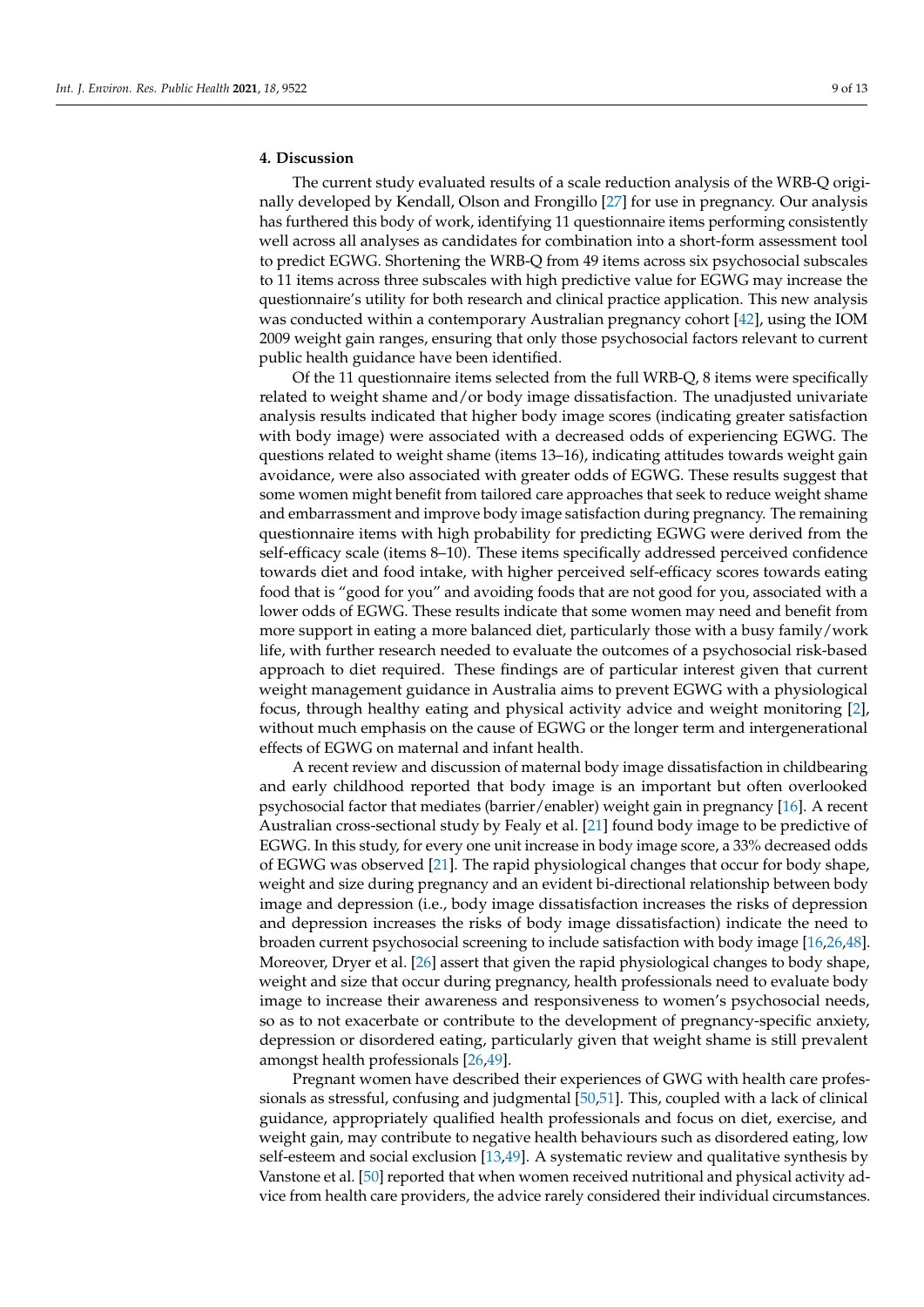## 4. Discussion

The current study evaluated results of a scale reduction analysis of the WRB-Q originally developed by Kendall, Olson and Frongillo [27] for use in pregnancy. Our analysis has furthered this body of work, identifying 11 questionnaire items performing consistently well across all analyses as candidates for combination into a short-form assessment tool to predict EGWG. Shortening the WRB-Q from 49 items across six psychosocial subscales to 11 items across three subscales with high predictive value for EGWG may increase the questionnaire's utility for both research and clinical practice application. This new analysis was conducted within a contemporary Australian pregnancy cohort [42], using the IOM 2009 weight gain ranges, ensuring that only those psychosocial factors relevant to current public health guidance have been identified.

Of the 11 questionnaire items selected from the full WRB-Q, 8 items were specifically related to weight shame and/or body image dissatisfaction. The unadjusted univariate analysis results indicated that higher body image scores (indicating greater satisfaction with body image) were associated with a decreased odds of experiencing EGWG. The questions related to weight shame (items 13–16), indicating attitudes towards weight gain avoidance, were also associated with greater odds of EGWG. These results suggest that some women might benefit from tailored care approaches that seek to reduce weight shame and embarrassment and improve body image satisfaction during pregnancy. The remaining questionnaire items with high probability for predicting EGWG were derived from the self-efficacy scale (items 8–10). These items specifically addressed perceived confidence towards diet and food intake, with higher perceived self-efficacy scores towards eating food that is "good for you" and avoiding foods that are not good for you, associated with a lower odds of EGWG. These results indicate that some women may need and benefit from more support in eating a more balanced diet, particularly those with a busy family/work life, with further research needed to evaluate the outcomes of a psychosocial risk-based approach to diet required. These findings are of particular interest given that current weight management guidance in Australia aims to prevent EGWG with a physiological focus, through healthy eating and physical activity advice and weight monitoring [2], without much emphasis on the cause of EGWG or the longer term and intergenerational effects of EGWG on maternal and infant health.

A recent review and discussion of maternal body image dissatisfaction in childbearing and early childhood reported that body image is an important but often overlooked psychosocial factor that mediates (barrier/enabler) weight gain in pregnancy [16]. A recent Australian cross-sectional study by Fealy et al. [21] found body image to be predictive of EGWG. In this study, for every one unit increase in body image score, a 33% decreased odds of EGWG was observed [21]. The rapid physiological changes that occur for body shape, weight and size during pregnancy and an evident bi-directional relationship between body image and depression (i.e., body image dissatisfaction increases the risks of depression and depression increases the risks of body image dissatisfaction) indicate the need to broaden current psychosocial screening to include satisfaction with body image [16,26,48]. Moreover, Dryer et al. [26] assert that given the rapid physiological changes to body shape, weight and size that occur during pregnancy, health professionals need to evaluate body image to increase their awareness and responsiveness to women's psychosocial needs, so as to not exacerbate or contribute to the development of pregnancy-specific anxiety, depression or disordered eating, particularly given that weight shame is still prevalent amongst health professionals [26,49].

Pregnant women have described their experiences of GWG with health care professionals as stressful, confusing and judgmental [50,51]. This, coupled with a lack of clinical guidance, appropriately qualified health professionals and focus on diet, exercise, and weight gain, may contribute to negative health behaviours such as disordered eating, low self-esteem and social exclusion [13,49]. A systematic review and qualitative synthesis by Vanstone et al. [50] reported that when women received nutritional and physical activity advice from health care providers, the advice rarely considered their individual circumstances.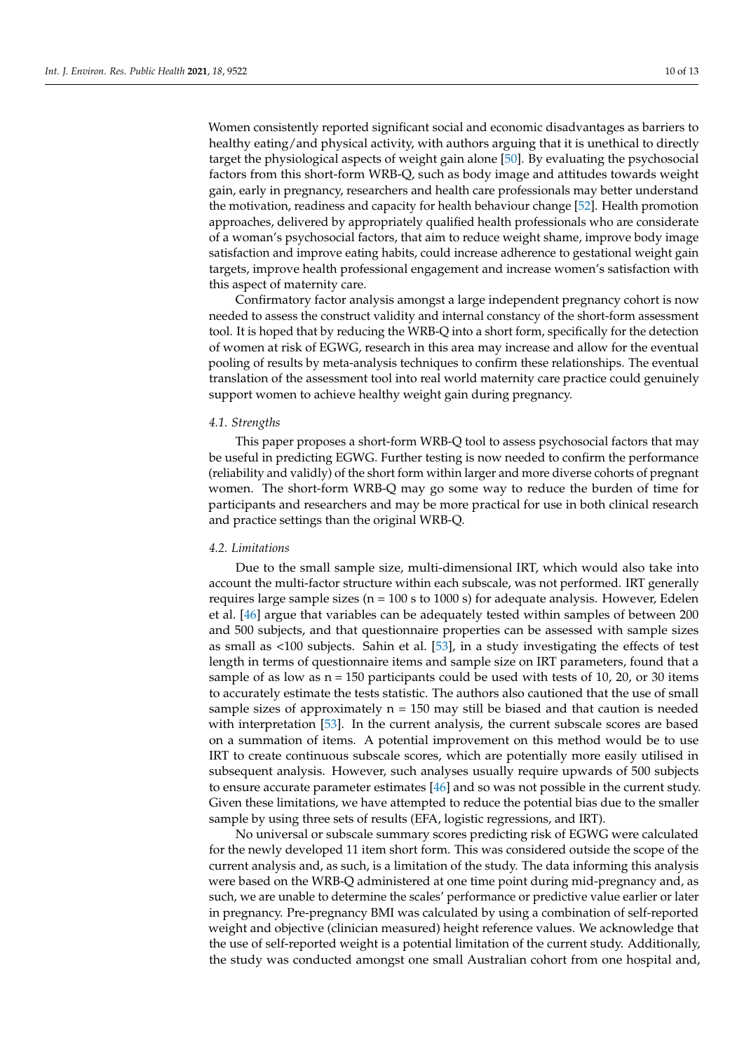Women consistently reported significant social and economic disadvantages as barriers to healthy eating/and physical activity, with authors arguing that it is unethical to directly target the physiological aspects of weight gain alone [50]. By evaluating the psychosocial factors from this short-form WRB-Q, such as body image and attitudes towards weight gain, early in pregnancy, researchers and health care professionals may better understand the motivation, readiness and capacity for health behaviour change [52]. Health promotion approaches, delivered by appropriately qualified health professionals who are considerate of a woman's psychosocial factors, that aim to reduce weight shame, improve body image satisfaction and improve eating habits, could increase adherence to gestational weight gain targets, improve health professional engagement and increase women's satisfaction with this aspect of maternity care.

Confirmatory factor analysis amongst a large independent pregnancy cohort is now needed to assess the construct validity and internal constancy of the short-form assessment tool. It is hoped that by reducing the WRB-Q into a short form, specifically for the detection of women at risk of EGWG, research in this area may increase and allow for the eventual pooling of results by meta-analysis techniques to confirm these relationships. The eventual translation of the assessment tool into real world maternity care practice could genuinely support women to achieve healthy weight gain during pregnancy.

### 4.1. Strengths

This paper proposes a short-form WRB-Q tool to assess psychosocial factors that may be useful in predicting EGWG. Further testing is now needed to confirm the performance (reliability and validly) of the short form within larger and more diverse cohorts of pregnant women. The short-form WRB-Q may go some way to reduce the burden of time for participants and researchers and may be more practical for use in both clinical research and practice settings than the original WRB-Q.

### 4.2. Limitations

Due to the small sample size, multi-dimensional IRT, which would also take into account the multi-factor structure within each subscale, was not performed. IRT generally requires large sample sizes (n = 100 s to 1000 s) for adequate analysis. However, Edelen et al. [46] argue that variables can be adequately tested within samples of between 200 and 500 subjects, and that questionnaire properties can be assessed with sample sizes as small as <100 subjects. Sahin et al. [53], in a study investigating the effects of test length in terms of questionnaire items and sample size on IRT parameters, found that a sample of as low as n = 150 participants could be used with tests of 10, 20, or 30 items to accurately estimate the tests statistic. The authors also cautioned that the use of small sample sizes of approximately n = 150 may still be biased and that caution is needed with interpretation [53]. In the current analysis, the current subscale scores are based on a summation of items. A potential improvement on this method would be to use IRT to create continuous subscale scores, which are potentially more easily utilised in subsequent analysis. However, such analyses usually require upwards of 500 subjects to ensure accurate parameter estimates [46] and so was not possible in the current study. Given these limitations, we have attempted to reduce the potential bias due to the smaller sample by using three sets of results (EFA, logistic regressions, and IRT).

No universal or subscale summary scores predicting risk of EGWG were calculated for the newly developed 11 item short form. This was considered outside the scope of the current analysis and, as such, is a limitation of the study. The data informing this analysis were based on the WRB-Q administered at one time point during mid-pregnancy and, as such, we are unable to determine the scales' performance or predictive value earlier or later in pregnancy. Pre-pregnancy BMI was calculated by using a combination of self-reported weight and objective (clinician measured) height reference values. We acknowledge that the use of self-reported weight is a potential limitation of the current study. Additionally, the study was conducted amongst one small Australian cohort from one hospital and,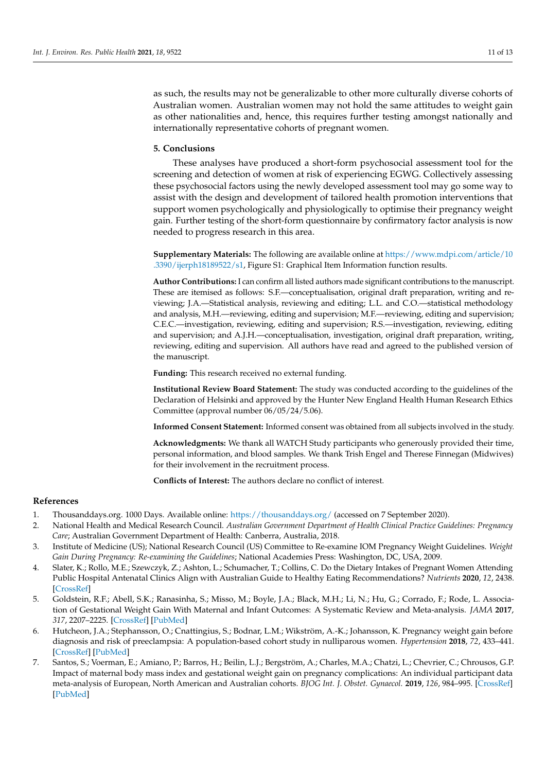as such, the results may not be generalizable to other more culturally diverse cohorts of Australian women. Australian women may not hold the same attitudes to weight gain as other nationalities and, hence, this requires further testing amongst nationally and internationally representative cohorts of pregnant women.

## 5. Conclusions

These analyses have produced a short-form psychosocial assessment tool for the screening and detection of women at risk of experiencing EGWG. Collectively assessing these psychosocial factors using the newly developed assessment tool may go some way to assist with the design and development of tailored health promotion interventions that support women psychologically and physiologically to optimise their pregnancy weight gain. Further testing of the short-form questionnaire by confirmatory factor analysis is now needed to progress research in this area.

**Supplementary Materials:** The following are available online at https://www.mdpi.com/article/10.3390/ijerph18189522/s1, Figure S1: Graphical Item Information function results.

**Author Contributions:** I can confirm all listed authors made significant contributions to the manuscript. These are itemised as follows: S.F.—conceptualisation, original draft preparation, writing and reviewing; J.A.—Statistical analysis, reviewing and editing; L.L. and C.O.—statistical methodology and analysis, M.H.—reviewing, editing and supervision; M.F.—reviewing, editing and supervision; C.E.C.—investigation, reviewing, editing and supervision; R.S.—investigation, reviewing, editing and supervision; and A.J.H.—conceptualisation, investigation, original draft preparation, writing, reviewing, editing and supervision. All authors have read and agreed to the published version of the manuscript.

**Funding:** This research received no external funding.

**Institutional Review Board Statement:** The study was conducted according to the guidelines of the Declaration of Helsinki and approved by the Hunter New England Health Human Research Ethics Committee (approval number 06/05/24/5.06).

**Informed Consent Statement:** Informed consent was obtained from all subjects involved in the study.

**Acknowledgments:** We thank all WATCH Study participants who generously provided their time, personal information, and blood samples. We thank Trish Engel and Therese Finnegan (Midwives) for their involvement in the recruitment process.

**Conflicts of Interest:** The authors declare no conflict of interest.

## References

1. Thousanddays.org. 1000 Days. Available online: https://thousanddays.org/ (accessed on 7 September 2020).
2. National Health and Medical Research Council. *Australian Government Department of Health Clinical Practice Guidelines: Pregnancy Care*; Australian Government Department of Health: Canberra, Australia, 2018.
3. Institute of Medicine (US); National Research Council (US) Committee to Re-examine IOM Pregnancy Weight Guidelines. *Weight Gain During Pregnancy: Re-examining the Guidelines*; National Academies Press: Washington, DC, USA, 2009.
4. Slater, K.; Rollo, M.E.; Szewczyk, Z.; Ashton, L.; Schumacher, T.; Collins, C. Do the Dietary Intakes of Pregnant Women Attending Public Hospital Antenatal Clinics Align with Australian Guide to Healthy Eating Recommendations? *Nutrients* **2020**, *12*, 2438. [CrossRef]
5. Goldstein, R.F.; Abell, S.K.; Ranasinha, S.; Misso, M.; Boyle, J.A.; Black, M.H.; Li, N.; Hu, G.; Corrado, F.; Rode, L. Association of Gestational Weight Gain With Maternal and Infant Outcomes: A Systematic Review and Meta-analysis. *JAMA* **2017**, *317*, 2207–2225. [CrossRef] [PubMed]
6. Hutcheon, J.A.; Stephansson, O.; Cnattingius, S.; Bodnar, L.M.; Wikström, A.-K.; Johansson, K. Pregnancy weight gain before diagnosis and risk of preeclampsia: A population-based cohort study in nulliparous women. *Hypertension* **2018**, *72*, 433–441. [CrossRef] [PubMed]
7. Santos, S.; Voerman, E.; Amiano, P.; Barros, H.; Beilin, L.J.; Bergström, A.; Charles, M.A.; Chatzi, L.; Chevrier, C.; Chrousos, G.P. Impact of maternal body mass index and gestational weight gain on pregnancy complications: An individual participant data meta-analysis of European, North American and Australian cohorts. *BJOG Int. J. Obstet. Gynaecol.* **2019**, *126*, 984–995. [CrossRef] [PubMed]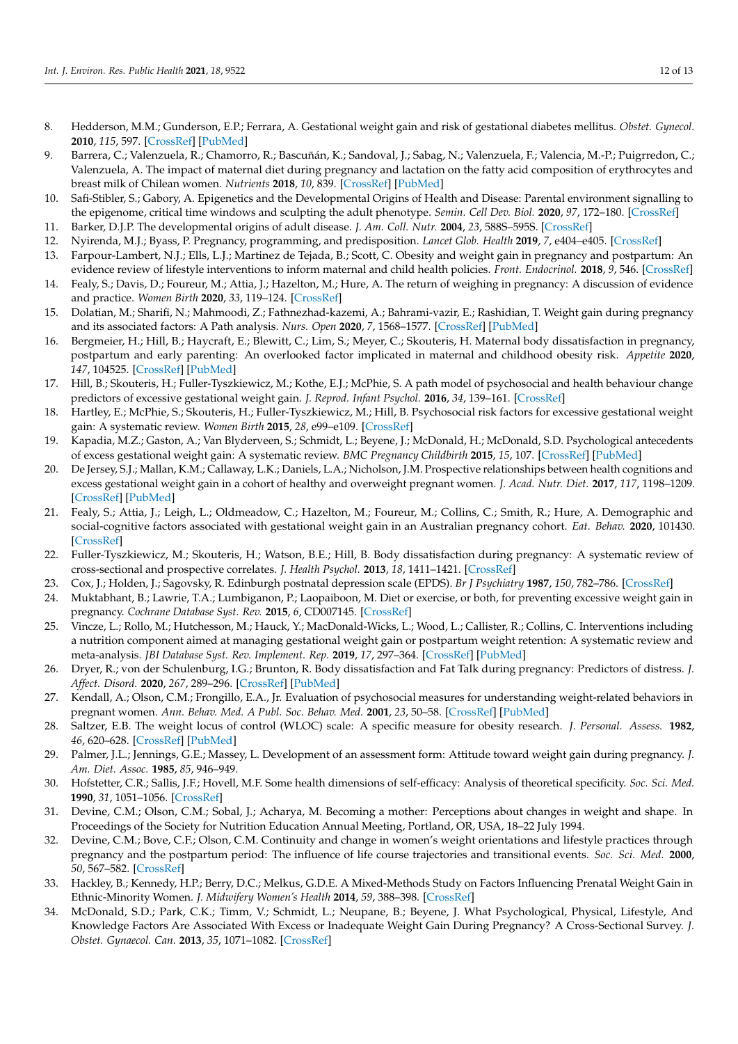8. Hedderson, M.M.; Gunderson, E.P.; Ferrara, A. Gestational weight gain and risk of gestational diabetes mellitus. *Obstet. Gynecol.* **2010**, *115*, 597. [CrossRef] [PubMed]
9. Barrera, C.; Valenzuela, R.; Chamorro, R.; Bascuñán, K.; Sandoval, J.; Sabag, N.; Valenzuela, F.; Valencia, M.-P.; Puigrredon, C.; Valenzuela, A. The impact of maternal diet during pregnancy and lactation on the fatty acid composition of erythrocytes and breast milk of Chilean women. *Nutrients* **2018**, *10*, 839. [CrossRef] [PubMed]
10. Safi-Stibler, S.; Gabory, A. Epigenetics and the Developmental Origins of Health and Disease: Parental environment signalling to the epigenome, critical time windows and sculpting the adult phenotype. *Semin. Cell Dev. Biol.* **2020**, *97*, 172–180. [CrossRef]
11. Barker, D.J.P. The developmental origins of adult disease. *J. Am. Coll. Nutr.* **2004**, *23*, 588S–595S. [CrossRef]
12. Nyirenda, M.J.; Byass, P. Pregnancy, programming, and predisposition. *Lancet Glob. Health* **2019**, *7*, e404–e405. [CrossRef]
13. Farpour-Lambert, N.J.; Ells, L.J.; Martinez de Tejada, B.; Scott, C. Obesity and weight gain in pregnancy and postpartum: An evidence review of lifestyle interventions to inform maternal and child health policies. *Front. Endocrinol.* **2018**, *9*, 546. [CrossRef]
14. Fealy, S.; Davis, D.; Foureur, M.; Attia, J.; Hazelton, M.; Hure, A. The return of weighing in pregnancy: A discussion of evidence and practice. *Women Birth* **2020**, *33*, 119–124. [CrossRef]
15. Dolatian, M.; Sharifi, N.; Mahmoodi, Z.; Fathnezhad-kazemi, A.; Bahrami-vazir, E.; Rashidian, T. Weight gain during pregnancy and its associated factors: A Path analysis. *Nurs. Open* **2020**, *7*, 1568–1577. [CrossRef] [PubMed]
16. Bergmeier, H.; Hill, B.; Haycraft, E.; Blewitt, C.; Lim, S.; Meyer, C.; Skouteris, H. Maternal body dissatisfaction in pregnancy, postpartum and early parenting: An overlooked factor implicated in maternal and childhood obesity risk. *Appetite* **2020**, *147*, 104525. [CrossRef] [PubMed]
17. Hill, B.; Skouteris, H.; Fuller-Tyszkiewicz, M.; Kothe, E.J.; McPhie, S. A path model of psychosocial and health behaviour change predictors of excessive gestational weight gain. *J. Reprod. Infant Psychol.* **2016**, *34*, 139–161. [CrossRef]
18. Hartley, E.; McPhie, S.; Skouteris, H.; Fuller-Tyszkiewicz, M.; Hill, B. Psychosocial risk factors for excessive gestational weight gain: A systematic review. *Women Birth* **2015**, *28*, e99–e109. [CrossRef]
19. Kapadia, M.Z.; Gaston, A.; Van Blyderveen, S.; Schmidt, L.; Beyene, J.; McDonald, H.; McDonald, S.D. Psychological antecedents of excess gestational weight gain: A systematic review. *BMC Pregnancy Childbirth* **2015**, *15*, 107. [CrossRef] [PubMed]
20. De Jersey, S.J.; Mallan, K.M.; Callaway, L.K.; Daniels, L.A.; Nicholson, J.M. Prospective relationships between health cognitions and excess gestational weight gain in a cohort of healthy and overweight pregnant women. *J. Acad. Nutr. Diet.* **2017**, *117*, 1198–1209. [CrossRef] [PubMed]
21. Fealy, S.; Attia, J.; Leigh, L.; Oldmeadow, C.; Hazelton, M.; Foureur, M.; Collins, C.; Smith, R.; Hure, A. Demographic and social-cognitive factors associated with gestational weight gain in an Australian pregnancy cohort. *Eat. Behav.* **2020**, 101430. [CrossRef]
22. Fuller-Tyszkiewicz, M.; Skouteris, H.; Watson, B.E.; Hill, B. Body dissatisfaction during pregnancy: A systematic review of cross-sectional and prospective correlates. *J. Health Psychol.* **2013**, *18*, 1411–1421. [CrossRef]
23. Cox, J.; Holden, J.; Sagovsky, R. Edinburgh postnatal depression scale (EPDS). *Br J Psychiatry* **1987**, *150*, 782–786. [CrossRef]
24. Muktabhant, B.; Lawrie, T.A.; Lumbiganon, P.; Laopaiboon, M. Diet or exercise, or both, for preventing excessive weight gain in pregnancy. *Cochrane Database Syst. Rev.* **2015**, *6*, CD007145. [CrossRef]
25. Vincze, L.; Rollo, M.; Hutchesson, M.; Hauck, Y.; MacDonald-Wicks, L.; Wood, L.; Callister, R.; Collins, C. Interventions including a nutrition component aimed at managing gestational weight gain or postpartum weight retention: A systematic review and meta-analysis. *JBI Database Syst. Rev. Implement. Rep.* **2019**, *17*, 297–364. [CrossRef] [PubMed]
26. Dryer, R.; von der Schulenburg, I.G.; Brunton, R. Body dissatisfaction and Fat Talk during pregnancy: Predictors of distress. *J. Affect. Disord.* **2020**, *267*, 289–296. [CrossRef] [PubMed]
27. Kendall, A.; Olson, C.M.; Frongillo, E.A., Jr. Evaluation of psychosocial measures for understanding weight-related behaviors in pregnant women. *Ann. Behav. Med. A Publ. Soc. Behav. Med.* **2001**, *23*, 50–58. [CrossRef] [PubMed]
28. Saltzer, E.B. The weight locus of control (WLOC) scale: A specific measure for obesity research. *J. Personal. Assess.* **1982**, *46*, 620–628. [CrossRef] [PubMed]
29. Palmer, J.L.; Jennings, G.E.; Massey, L. Development of an assessment form: Attitude toward weight gain during pregnancy. *J. Am. Diet. Assoc.* **1985**, *85*, 946–949.
30. Hofstetter, C.R.; Sallis, J.F.; Hovell, M.F. Some health dimensions of self-efficacy: Analysis of theoretical specificity. *Soc. Sci. Med.* **1990**, *31*, 1051–1056. [CrossRef]
31. Devine, C.M.; Olson, C.M.; Sobal, J.; Acharya, M. Becoming a mother: Perceptions about changes in weight and shape. In Proceedings of the Society for Nutrition Education Annual Meeting, Portland, OR, USA, 18–22 July 1994.
32. Devine, C.M.; Bove, C.F.; Olson, C.M. Continuity and change in women's weight orientations and lifestyle practices through pregnancy and the postpartum period: The influence of life course trajectories and transitional events. *Soc. Sci. Med.* **2000**, *50*, 567–582. [CrossRef]
33. Hackley, B.; Kennedy, H.P.; Berry, D.C.; Melkus, G.D.E. A Mixed-Methods Study on Factors Influencing Prenatal Weight Gain in Ethnic-Minority Women. *J. Midwifery Women's Health* **2014**, *59*, 388–398. [CrossRef]
34. McDonald, S.D.; Park, C.K.; Timm, V.; Schmidt, L.; Neupane, B.; Beyene, J. What Psychological, Physical, Lifestyle, And Knowledge Factors Are Associated With Excess or Inadequate Weight Gain During Pregnancy? A Cross-Sectional Survey. *J. Obstet. Gynaecol. Can.* **2013**, *35*, 1071–1082. [CrossRef]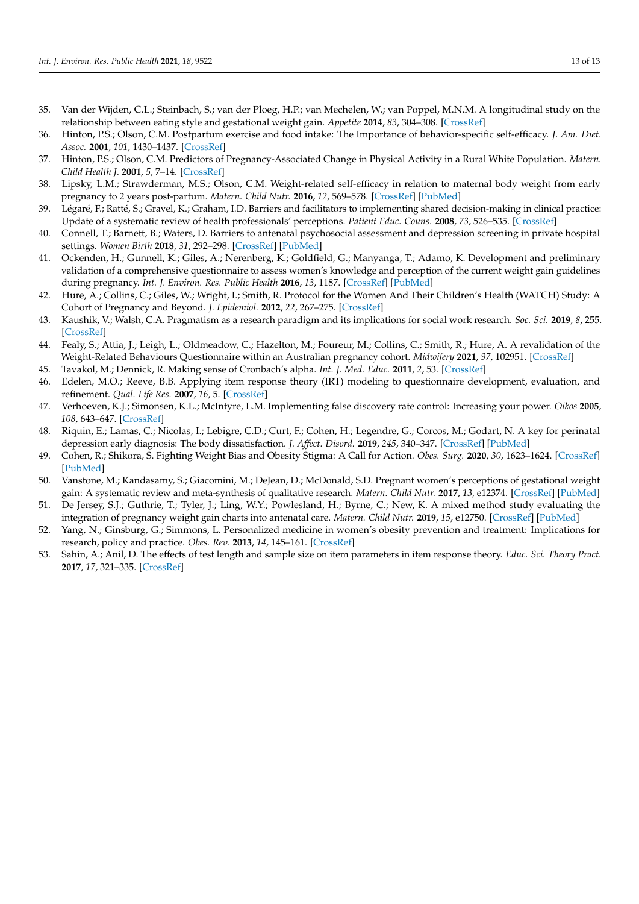35. Van der Wijden, C.L.; Steinbach, S.; van der Ploeg, H.P.; van Mechelen, W.; van Poppel, M.N.M. A longitudinal study on the relationship between eating style and gestational weight gain. *Appetite* **2014**, *83*, 304–308. [CrossRef]
36. Hinton, P.S.; Olson, C.M. Postpartum exercise and food intake: The Importance of behavior-specific self-efficacy. *J. Am. Diet. Assoc.* **2001**, *101*, 1430–1437. [CrossRef]
37. Hinton, P.S.; Olson, C.M. Predictors of Pregnancy-Associated Change in Physical Activity in a Rural White Population. *Matern. Child Health J.* **2001**, *5*, 7–14. [CrossRef]
38. Lipsky, L.M.; Strawderman, M.S.; Olson, C.M. Weight-related self-efficacy in relation to maternal body weight from early pregnancy to 2 years post-partum. *Matern. Child Nutr.* **2016**, *12*, 569–578. [CrossRef] [PubMed]
39. Légaré, F.; Ratté, S.; Gravel, K.; Graham, I.D. Barriers and facilitators to implementing shared decision-making in clinical practice: Update of a systematic review of health professionals' perceptions. *Patient Educ. Couns.* **2008**, *73*, 526–535. [CrossRef]
40. Connell, T.; Barnett, B.; Waters, D. Barriers to antenatal psychosocial assessment and depression screening in private hospital settings. *Women Birth* **2018**, *31*, 292–298. [CrossRef] [PubMed]
41. Ockenden, H.; Gunnell, K.; Giles, A.; Nerenberg, K.; Goldfield, G.; Manyanga, T.; Adamo, K. Development and preliminary validation of a comprehensive questionnaire to assess women's knowledge and perception of the current weight gain guidelines during pregnancy. *Int. J. Environ. Res. Public Health* **2016**, *13*, 1187. [CrossRef] [PubMed]
42. Hure, A.; Collins, C.; Giles, W.; Wright, I.; Smith, R. Protocol for the Women And Their Children's Health (WATCH) Study: A Cohort of Pregnancy and Beyond. *J. Epidemiol.* **2012**, *22*, 267–275. [CrossRef]
43. Kaushik, V.; Walsh, C.A. Pragmatism as a research paradigm and its implications for social work research. *Soc. Sci.* **2019**, *8*, 255. [CrossRef]
44. Fealy, S.; Attia, J.; Leigh, L.; Oldmeadow, C.; Hazelton, M.; Foureur, M.; Collins, C.; Smith, R.; Hure, A. A revalidation of the Weight-Related Behaviours Questionnaire within an Australian pregnancy cohort. *Midwifery* **2021**, *97*, 102951. [CrossRef]
45. Tavakol, M.; Dennick, R. Making sense of Cronbach's alpha. *Int. J. Med. Educ.* **2011**, *2*, 53. [CrossRef]
46. Edelen, M.O.; Reeve, B.B. Applying item response theory (IRT) modeling to questionnaire development, evaluation, and refinement. *Qual. Life Res.* **2007**, *16*, 5. [CrossRef]
47. Verhoeven, K.J.; Simonsen, K.L.; McIntyre, L.M. Implementing false discovery rate control: Increasing your power. *Oikos* **2005**, *108*, 643–647. [CrossRef]
48. Riquin, E.; Lamas, C.; Nicolas, I.; Lebigre, C.D.; Curt, F.; Cohen, H.; Legendre, G.; Corcos, M.; Godart, N. A key for perinatal depression early diagnosis: The body dissatisfaction. *J. Affect. Disord.* **2019**, *245*, 340–347. [CrossRef] [PubMed]
49. Cohen, R.; Shikora, S. Fighting Weight Bias and Obesity Stigma: A Call for Action. *Obes. Surg.* **2020**, *30*, 1623–1624. [CrossRef] [PubMed]
50. Vanstone, M.; Kandasamy, S.; Giacomini, M.; DeJean, D.; McDonald, S.D. Pregnant women's perceptions of gestational weight gain: A systematic review and meta-synthesis of qualitative research. *Matern. Child Nutr.* **2017**, *13*, e12374. [CrossRef] [PubMed]
51. De Jersey, S.J.; Guthrie, T.; Tyler, J.; Ling, W.Y.; Powlesland, H.; Byrne, C.; New, K. A mixed method study evaluating the integration of pregnancy weight gain charts into antenatal care. *Matern. Child Nutr.* **2019**, *15*, e12750. [CrossRef] [PubMed]
52. Yang, N.; Ginsburg, G.; Simmons, L. Personalized medicine in women's obesity prevention and treatment: Implications for research, policy and practice. *Obes. Rev.* **2013**, *14*, 145–161. [CrossRef]
53. Sahin, A.; Anil, D. The effects of test length and sample size on item parameters in item response theory. *Educ. Sci. Theory Pract.* **2017**, *17*, 321–335. [CrossRef]